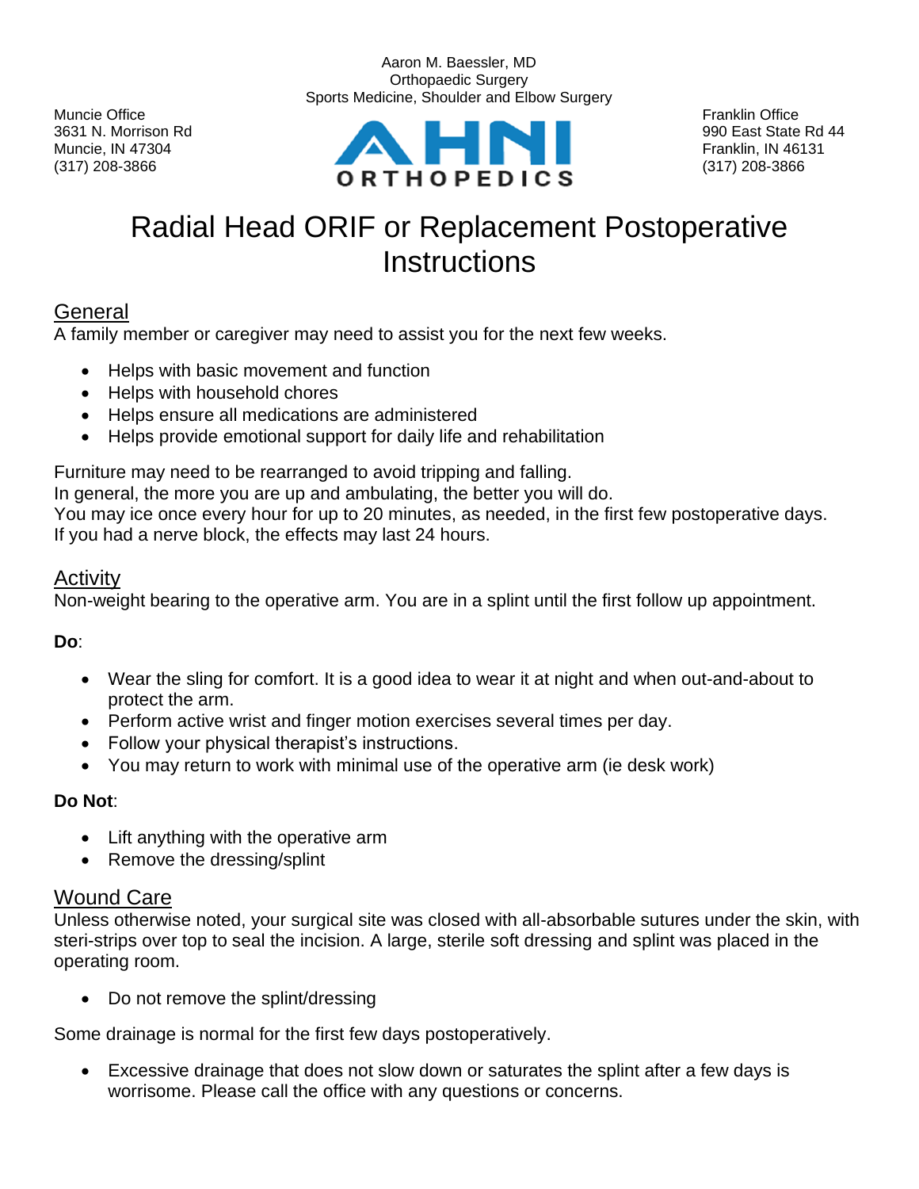Aaron M. Baessler, MD
Orthopaedic Surgery
Sports Medicine, Shoulder and Elbow Surgery

Muncie Office
3631 N. Morrison Rd
Muncie, IN 47304
(317) 208-3866

AHNI ORTHOPEDICS

Franklin Office
990 East State Rd 44
Franklin, IN 46131
(317) 208-3866

# Radial Head ORIF or Replacement Postoperative Instructions

## General

A family member or caregiver may need to assist you for the next few weeks.

- Helps with basic movement and function
- Helps with household chores
- Helps ensure all medications are administered
- Helps provide emotional support for daily life and rehabilitation

Furniture may need to be rearranged to avoid tripping and falling.
In general, the more you are up and ambulating, the better you will do.
You may ice once every hour for up to 20 minutes, as needed, in the first few postoperative days.
If you had a nerve block, the effects may last 24 hours.

## Activity

Non-weight bearing to the operative arm. You are in a splint until the first follow up appointment.

**Do**:

- Wear the sling for comfort. It is a good idea to wear it at night and when out-and-about to protect the arm.
- Perform active wrist and finger motion exercises several times per day.
- Follow your physical therapist's instructions.
- You may return to work with minimal use of the operative arm (ie desk work)

**Do Not**:

- Lift anything with the operative arm
- Remove the dressing/splint

## Wound Care

Unless otherwise noted, your surgical site was closed with all-absorbable sutures under the skin, with steri-strips over top to seal the incision. A large, sterile soft dressing and splint was placed in the operating room.

- Do not remove the splint/dressing

Some drainage is normal for the first few days postoperatively.

- Excessive drainage that does not slow down or saturates the splint after a few days is worrisome. Please call the office with any questions or concerns.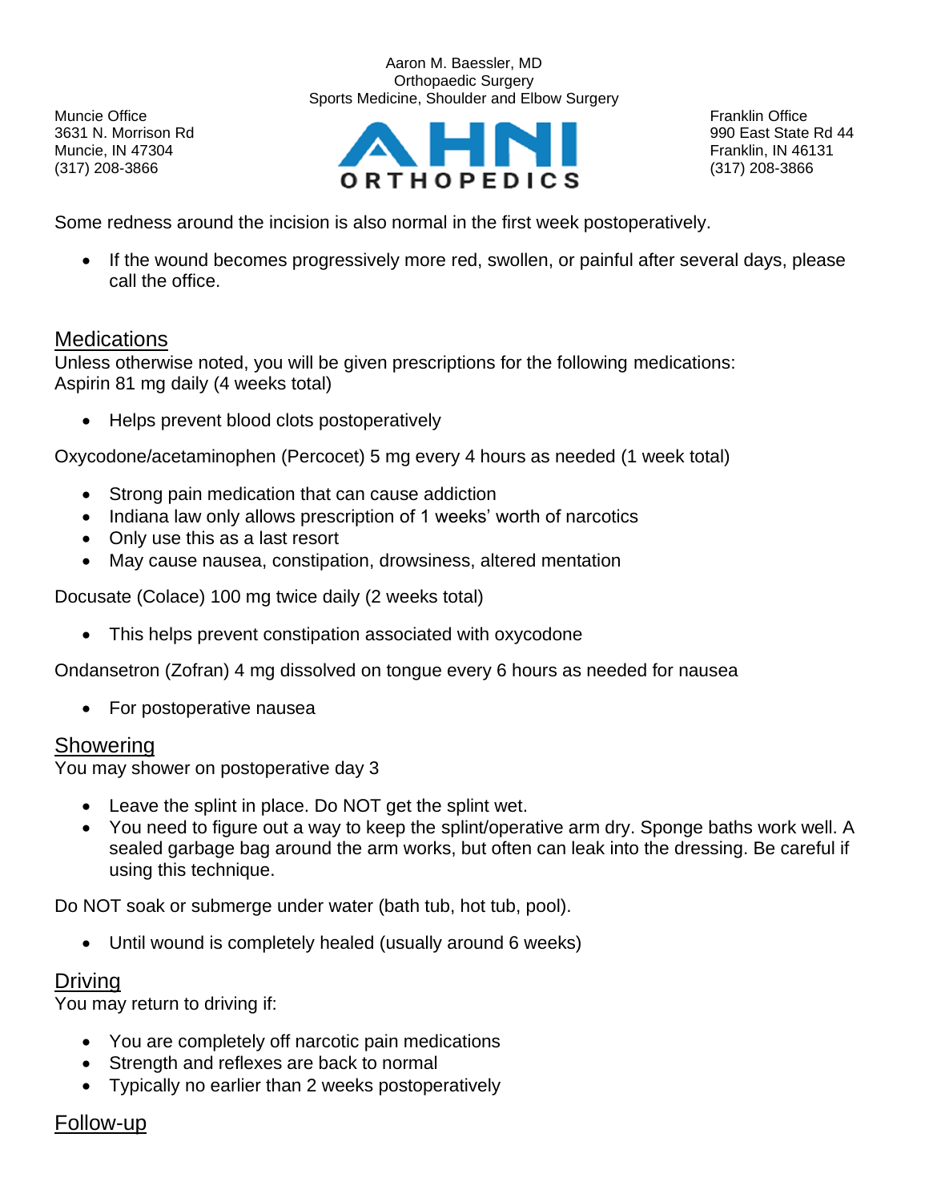Some redness around the incision is also normal in the first week postoperatively.

- If the wound becomes progressively more red, swollen, or painful after several days, please call the office.

## Medications

Unless otherwise noted, you will be given prescriptions for the following medications:
Aspirin 81 mg daily (4 weeks total)

- Helps prevent blood clots postoperatively

Oxycodone/acetaminophen (Percocet) 5 mg every 4 hours as needed (1 week total)

- Strong pain medication that can cause addiction
- Indiana law only allows prescription of 1 weeks' worth of narcotics
- Only use this as a last resort
- May cause nausea, constipation, drowsiness, altered mentation

Docusate (Colace) 100 mg twice daily (2 weeks total)

- This helps prevent constipation associated with oxycodone

Ondansetron (Zofran) 4 mg dissolved on tongue every 6 hours as needed for nausea

- For postoperative nausea

## Showering

You may shower on postoperative day 3

- Leave the splint in place. Do NOT get the splint wet.
- You need to figure out a way to keep the splint/operative arm dry. Sponge baths work well. A sealed garbage bag around the arm works, but often can leak into the dressing. Be careful if using this technique.

Do NOT soak or submerge under water (bath tub, hot tub, pool).

- Until wound is completely healed (usually around 6 weeks)

## Driving

You may return to driving if:

- You are completely off narcotic pain medications
- Strength and reflexes are back to normal
- Typically no earlier than 2 weeks postoperatively

## Follow-up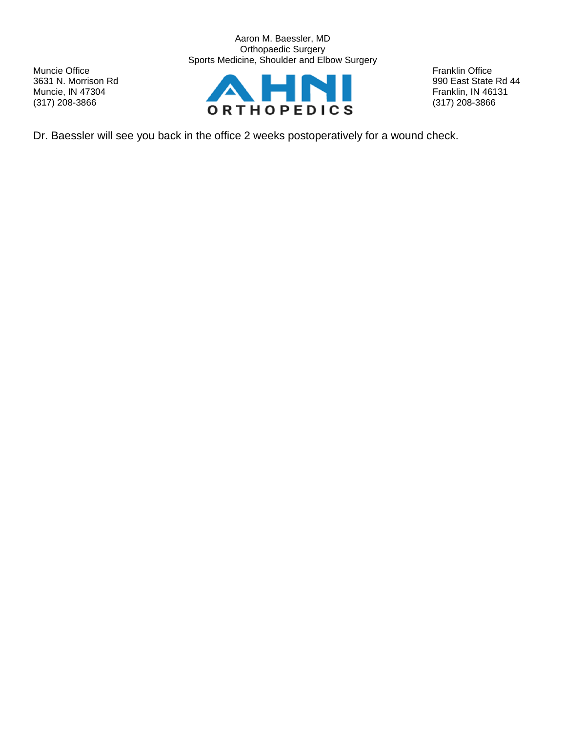Aaron M. Baessler, MD
Orthopaedic Surgery
Sports Medicine, Shoulder and Elbow Surgery

Muncie Office
3631 N. Morrison Rd
Muncie, IN 47304
(317) 208-3866

AHNI ORTHOPEDICS

Franklin Office
990 East State Rd 44
Franklin, IN 46131
(317) 208-3866

Dr. Baessler will see you back in the office 2 weeks postoperatively for a wound check.